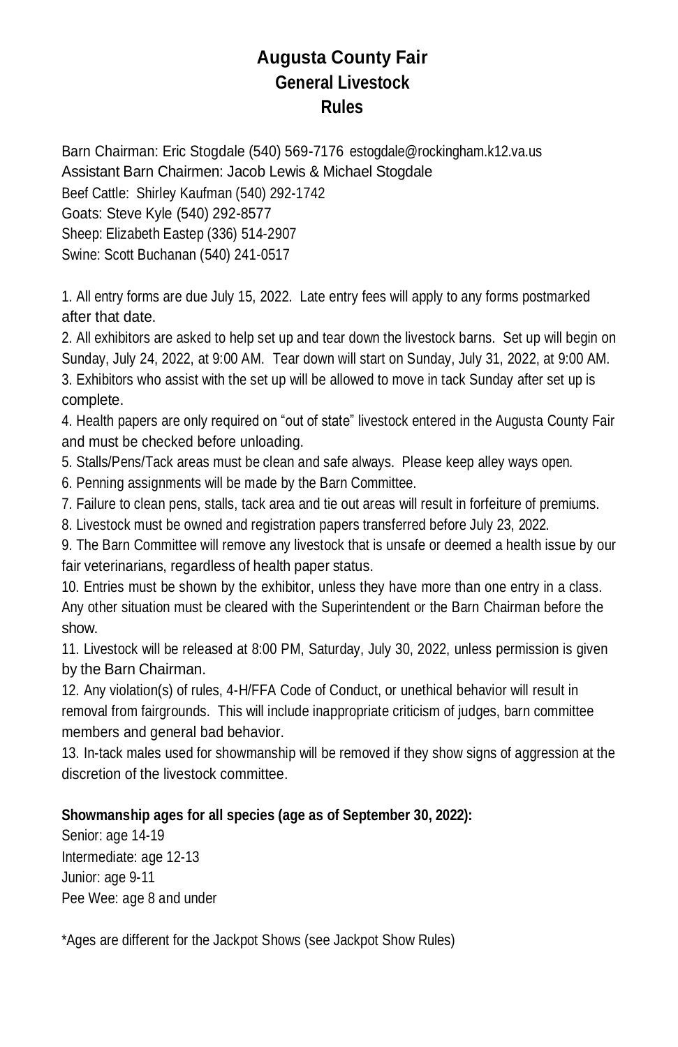# Augusta County Fair
## General Livestock
## Rules

Barn Chairman: Eric Stogdale (540) 569-7176 estogdale@rockingham.k12.va.us
Assistant Barn Chairmen: Jacob Lewis & Michael Stogdale
Beef Cattle: Shirley Kaufman (540) 292-1742
Goats: Steve Kyle (540) 292-8577
Sheep: Elizabeth Eastep (336) 514-2907
Swine: Scott Buchanan (540) 241-0517

1. All entry forms are due July 15, 2022. Late entry fees will apply to any forms postmarked after that date.
2. All exhibitors are asked to help set up and tear down the livestock barns. Set up will begin on Sunday, July 24, 2022, at 9:00 AM. Tear down will start on Sunday, July 31, 2022, at 9:00 AM.
3. Exhibitors who assist with the set up will be allowed to move in tack Sunday after set up is complete.
4. Health papers are only required on "out of state" livestock entered in the Augusta County Fair and must be checked before unloading.
5. Stalls/Pens/Tack areas must be clean and safe always. Please keep alley ways open.
6. Penning assignments will be made by the Barn Committee.
7. Failure to clean pens, stalls, tack area and tie out areas will result in forfeiture of premiums.
8. Livestock must be owned and registration papers transferred before July 23, 2022.
9. The Barn Committee will remove any livestock that is unsafe or deemed a health issue by our fair veterinarians, regardless of health paper status.
10. Entries must be shown by the exhibitor, unless they have more than one entry in a class. Any other situation must be cleared with the Superintendent or the Barn Chairman before the show.
11. Livestock will be released at 8:00 PM, Saturday, July 30, 2022, unless permission is given by the Barn Chairman.
12. Any violation(s) of rules, 4-H/FFA Code of Conduct, or unethical behavior will result in removal from fairgrounds. This will include inappropriate criticism of judges, barn committee members and general bad behavior.
13. In-tack males used for showmanship will be removed if they show signs of aggression at the discretion of the livestock committee.

**Showmanship ages for all species (age as of September 30, 2022):**
Senior: age 14-19
Intermediate: age 12-13
Junior: age 9-11
Pee Wee: age 8 and under

*Ages are different for the Jackpot Shows (see Jackpot Show Rules)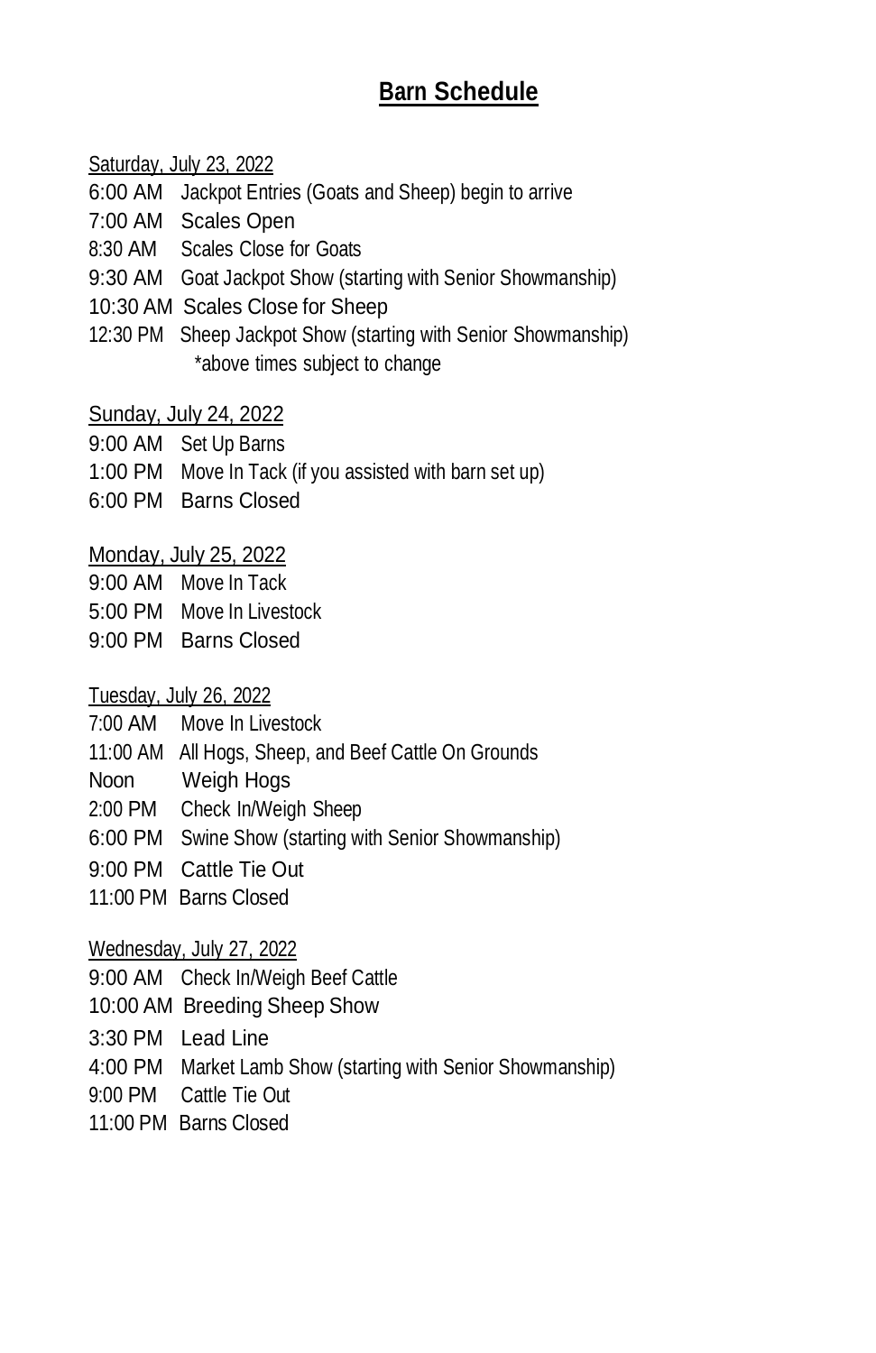# **Barn Schedule**

Saturday, July 23, 2022

6:00 AM  Jackpot Entries (Goats and Sheep) begin to arrive
7:00 AM  Scales Open
8:30 AM  Scales Close for Goats
9:30 AM  Goat Jackpot Show (starting with Senior Showmanship)
10:30 AM  Scales Close for Sheep
12:30 PM  Sheep Jackpot Show (starting with Senior Showmanship)
*above times subject to change

Sunday, July 24, 2022

9:00 AM  Set Up Barns
1:00 PM  Move In Tack (if you assisted with barn set up)
6:00 PM  Barns Closed

Monday, July 25, 2022

9:00 AM  Move In Tack
5:00 PM  Move In Livestock
9:00 PM  Barns Closed

Tuesday, July 26, 2022

7:00 AM  Move In Livestock
11:00 AM  All Hogs, Sheep, and Beef Cattle On Grounds
Noon  Weigh Hogs
2:00 PM  Check In/Weigh Sheep
6:00 PM  Swine Show (starting with Senior Showmanship)
9:00 PM  Cattle Tie Out
11:00 PM  Barns Closed

Wednesday, July 27, 2022

9:00 AM  Check In/Weigh Beef Cattle
10:00 AM  Breeding Sheep Show
3:30 PM  Lead Line
4:00 PM  Market Lamb Show (starting with Senior Showmanship)
9:00 PM  Cattle Tie Out
11:00 PM  Barns Closed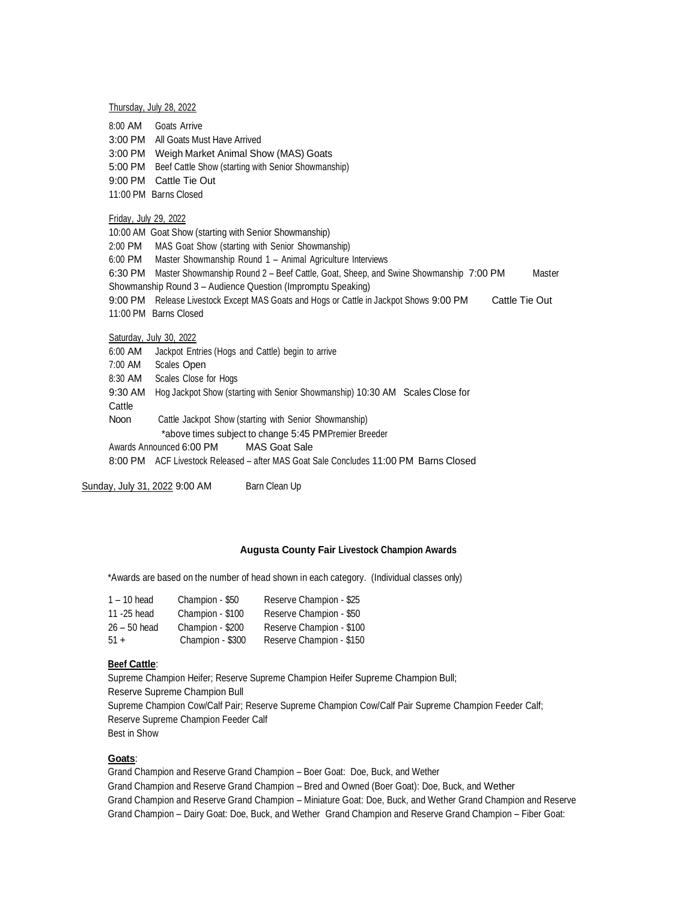Thursday, July 28, 2022

8:00 AM Goats Arrive
3:00 PM All Goats Must Have Arrived
3:00 PM Weigh Market Animal Show (MAS) Goats
5:00 PM Beef Cattle Show (starting with Senior Showmanship)
9:00 PM Cattle Tie Out
11:00 PM Barns Closed

Friday, July 29, 2022

10:00 AM Goat Show (starting with Senior Showmanship)
2:00 PM MAS Goat Show (starting with Senior Showmanship)
6:00 PM Master Showmanship Round 1 – Animal Agriculture Interviews
6:30 PM Master Showmanship Round 2 – Beef Cattle, Goat, Sheep, and Swine Showmanship 7:00 PM Master Showmanship Round 3 – Audience Question (Impromptu Speaking)
9:00 PM Release Livestock Except MAS Goats and Hogs or Cattle in Jackpot Shows 9:00 PM Cattle Tie Out
11:00 PM Barns Closed

Saturday, July 30, 2022

6:00 AM Jackpot Entries (Hogs and Cattle) begin to arrive
7:00 AM Scales Open
8:30 AM Scales Close for Hogs
9:30 AM Hog Jackpot Show (starting with Senior Showmanship) 10:30 AM Scales Close for Cattle
Noon Cattle Jackpot Show (starting with Senior Showmanship)
*above times subject to change 5:45 PM Premier Breeder Awards Announced 6:00 PM MAS Goat Sale
8:00 PM ACF Livestock Released – after MAS Goat Sale Concludes 11:00 PM Barns Closed

Sunday, July 31, 2022 9:00 AM Barn Clean Up

**Augusta County Fair Livestock Champion Awards**

*Awards are based on the number of head shown in each category. (Individual classes only)

| | | |
|---|---|---|
| 1 – 10 head | Champion - $50 | Reserve Champion - $25 |
| 11 -25 head | Champion - $100 | Reserve Champion - $50 |
| 26 – 50 head | Champion - $200 | Reserve Champion - $100 |
| 51 + | Champion - $300 | Reserve Champion - $150 |

**Beef Cattle**:

Supreme Champion Heifer; Reserve Supreme Champion Heifer Supreme Champion Bull;
Reserve Supreme Champion Bull
Supreme Champion Cow/Calf Pair; Reserve Supreme Champion Cow/Calf Pair Supreme Champion Feeder Calf;
Reserve Supreme Champion Feeder Calf
Best in Show

**Goats**:

Grand Champion and Reserve Grand Champion – Boer Goat: Doe, Buck, and Wether
Grand Champion and Reserve Grand Champion – Bred and Owned (Boer Goat): Doe, Buck, and Wether
Grand Champion and Reserve Grand Champion – Miniature Goat: Doe, Buck, and Wether Grand Champion and Reserve Grand Champion – Dairy Goat: Doe, Buck, and Wether Grand Champion and Reserve Grand Champion – Fiber Goat: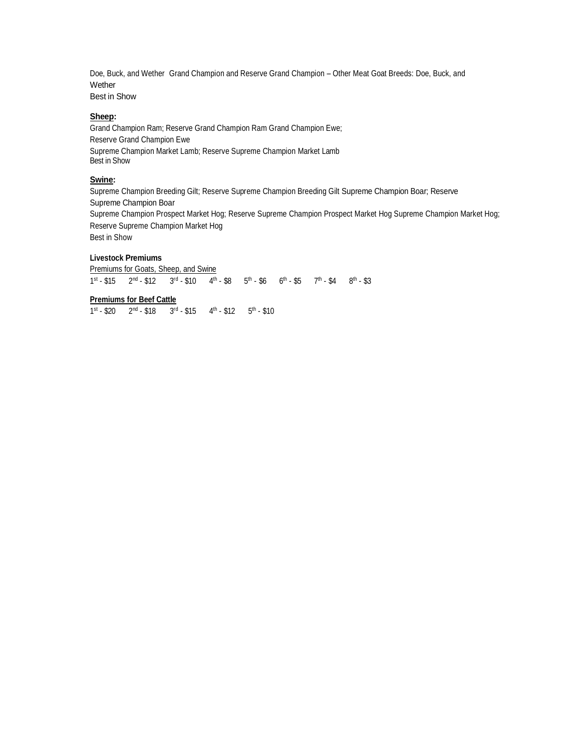Doe, Buck, and Wether Grand Champion and Reserve Grand Champion – Other Meat Goat Breeds: Doe, Buck, and Wether
Best in Show

**Sheep:**

Grand Champion Ram; Reserve Grand Champion Ram Grand Champion Ewe;
Reserve Grand Champion Ewe
Supreme Champion Market Lamb; Reserve Supreme Champion Market Lamb
Best in Show

**Swine:**

Supreme Champion Breeding Gilt; Reserve Supreme Champion Breeding Gilt Supreme Champion Boar; Reserve Supreme Champion Boar
Supreme Champion Prospect Market Hog; Reserve Supreme Champion Prospect Market Hog Supreme Champion Market Hog; Reserve Supreme Champion Market Hog
Best in Show

**Livestock Premiums**

Premiums for Goats, Sheep, and Swine

1st - $15 2nd - $12 3rd - $10 4th - $8 5th - $6 6th - $5 7th - $4 8th - $3

**Premiums for Beef Cattle**

1st - $20 2nd - $18 3rd - $15 4th - $12 5th - $10